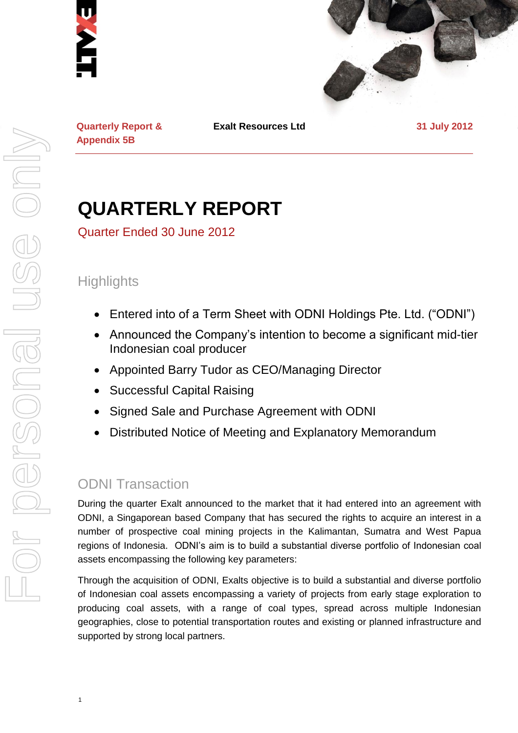Quarterly Report & Appendix 5B

**Exalt Resources Ltd**

31 July 2012

# QUARTERLY REPORT

Quarter Ended 30 June 2012

## Highlights

- Entered into of a Term Sheet with ODNI Holdings Pte. Ltd. ("ODNI")
- Announced the Company's intention to become a significant mid-tier Indonesian coal producer
- Appointed Barry Tudor as CEO/Managing Director
- Successful Capital Raising
- Signed Sale and Purchase Agreement with ODNI
- Distributed Notice of Meeting and Explanatory Memorandum

## ODNI Transaction

During the quarter Exalt announced to the market that it had entered into an agreement with ODNI, a Singaporean based Company that has secured the rights to acquire an interest in a number of prospective coal mining projects in the Kalimantan, Sumatra and West Papua regions of Indonesia. ODNI's aim is to build a substantial diverse portfolio of Indonesian coal assets encompassing the following key parameters:

Through the acquisition of ODNI, Exalts objective is to build a substantial and diverse portfolio of Indonesian coal assets encompassing a variety of projects from early stage exploration to producing coal assets, with a range of coal types, spread across multiple Indonesian geographies, close to potential transportation routes and existing or planned infrastructure and supported by strong local partners.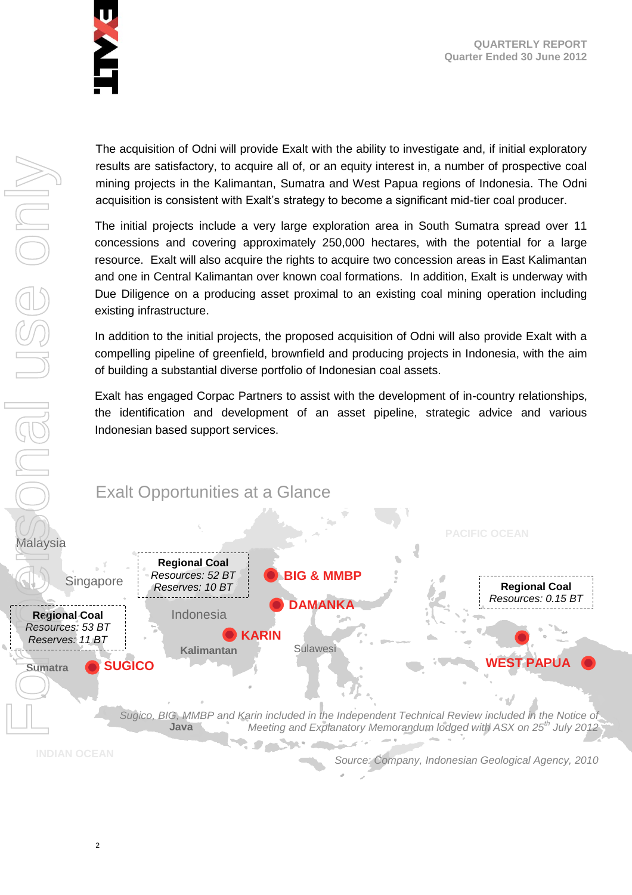The acquisition of Odni will provide Exalt with the ability to investigate and, if initial exploratory results are satisfactory, to acquire all of, or an equity interest in, a number of prospective coal mining projects in the Kalimantan, Sumatra and West Papua regions of Indonesia. The Odni acquisition is consistent with Exalt's strategy to become a significant mid-tier coal producer.

The initial projects include a very large exploration area in South Sumatra spread over 11 concessions and covering approximately 250,000 hectares, with the potential for a large resource. Exalt will also acquire the rights to acquire two concession areas in East Kalimantan and one in Central Kalimantan over known coal formations. In addition, Exalt is underway with Due Diligence on a producing asset proximal to an existing coal mining operation including existing infrastructure.

In addition to the initial projects, the proposed acquisition of Odni will also provide Exalt with a compelling pipeline of greenfield, brownfield and producing projects in Indonesia, with the aim of building a substantial diverse portfolio of Indonesian coal assets.

Exalt has engaged Corpac Partners to assist with the development of in-country relationships, the identification and development of an asset pipeline, strategic advice and various Indonesian based support services.

## Exalt Opportunities at a Glance

Malaysia

Singapore

**Regional Coal**
*Resources: 52 BT*
*Reserves: 10 BT*

**BIG & MMBP**

**DAMANKA**

**KARIN**

**SUGICO**

**WEST PAPUA**

PACIFIC OCEAN

**Regional Coal**
*Resources: 0.15 BT*

**Regional Coal**
*Resources: 53 BT*
*Reserves: 11 BT*

Indonesia

Kalimantan

Sulawesi

Sumatra

Java

INDIAN OCEAN

*Sugico, BIG, MMBP and Karin included in the Independent Technical Review included in the Notice of Meeting and Explanatory Memorandum lodged with ASX on 25th July 2012*

*Source: Company, Indonesian Geological Agency, 2010*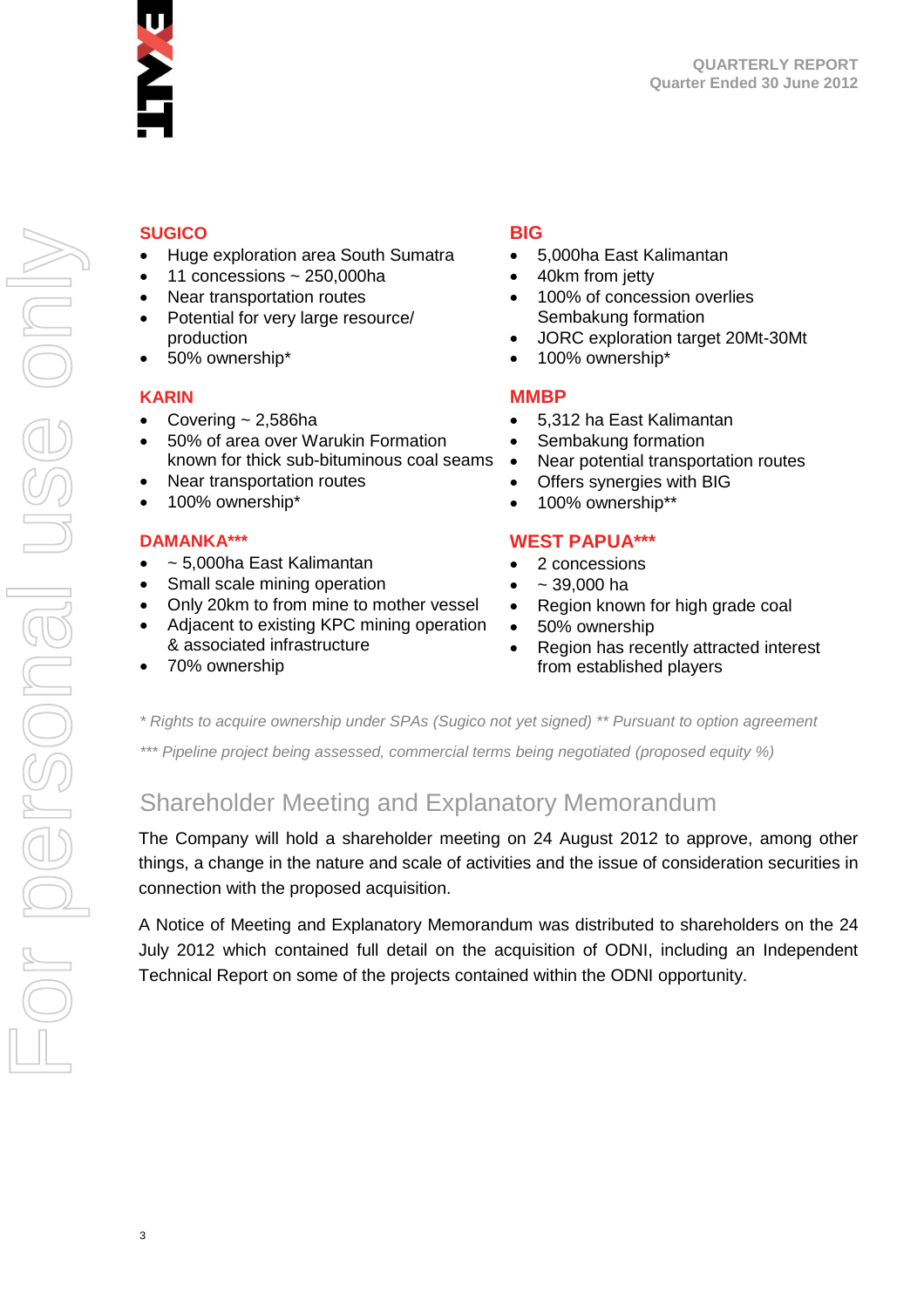### SUGICO

- Huge exploration area South Sumatra
- 11 concessions ~ 250,000ha
- Near transportation routes
- Potential for very large resource/ production
- 50% ownership*

### KARIN

- Covering ~ 2,586ha
- 50% of area over Warukin Formation known for thick sub-bituminous coal seams
- Near transportation routes
- 100% ownership*

### DAMANKA***

- ~ 5,000ha East Kalimantan
- Small scale mining operation
- Only 20km to from mine to mother vessel
- Adjacent to existing KPC mining operation & associated infrastructure
- 70% ownership

### BIG

- 5,000ha East Kalimantan
- 40km from jetty
- 100% of concession overlies Sembakung formation
- JORC exploration target 20Mt-30Mt
- 100% ownership*

### MMBP

- 5,312 ha East Kalimantan
- Sembakung formation
- Near potential transportation routes
- Offers synergies with BIG
- 100% ownership**

### WEST PAPUA***

- 2 concessions
- ~ 39,000 ha
- Region known for high grade coal
- 50% ownership
- Region has recently attracted interest from established players

*\* Rights to acquire ownership under SPAs (Sugico not yet signed) \*\* Pursuant to option agreement*

*\*\*\* Pipeline project being assessed, commercial terms being negotiated (proposed equity %)*

## Shareholder Meeting and Explanatory Memorandum

The Company will hold a shareholder meeting on 24 August 2012 to approve, among other things, a change in the nature and scale of activities and the issue of consideration securities in connection with the proposed acquisition.

A Notice of Meeting and Explanatory Memorandum was distributed to shareholders on the 24 July 2012 which contained full detail on the acquisition of ODNI, including an Independent Technical Report on some of the projects contained within the ODNI opportunity.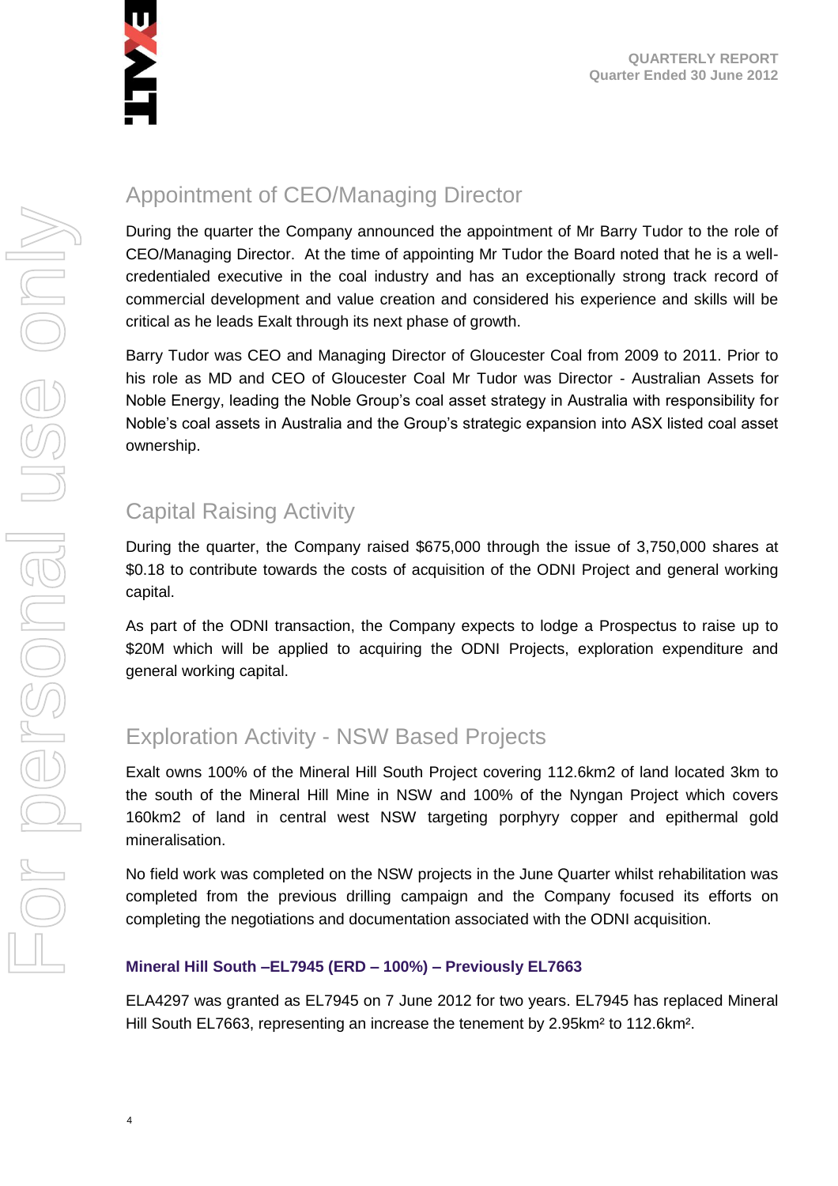## Appointment of CEO/Managing Director

During the quarter the Company announced the appointment of Mr Barry Tudor to the role of CEO/Managing Director. At the time of appointing Mr Tudor the Board noted that he is a well-credentialed executive in the coal industry and has an exceptionally strong track record of commercial development and value creation and considered his experience and skills will be critical as he leads Exalt through its next phase of growth.

Barry Tudor was CEO and Managing Director of Gloucester Coal from 2009 to 2011. Prior to his role as MD and CEO of Gloucester Coal Mr Tudor was Director - Australian Assets for Noble Energy, leading the Noble Group's coal asset strategy in Australia with responsibility for Noble's coal assets in Australia and the Group's strategic expansion into ASX listed coal asset ownership.

## Capital Raising Activity

During the quarter, the Company raised $675,000 through the issue of 3,750,000 shares at $0.18 to contribute towards the costs of acquisition of the ODNI Project and general working capital.

As part of the ODNI transaction, the Company expects to lodge a Prospectus to raise up to $20M which will be applied to acquiring the ODNI Projects, exploration expenditure and general working capital.

## Exploration Activity - NSW Based Projects

Exalt owns 100% of the Mineral Hill South Project covering 112.6km2 of land located 3km to the south of the Mineral Hill Mine in NSW and 100% of the Nyngan Project which covers 160km2 of land in central west NSW targeting porphyry copper and epithermal gold mineralisation.

No field work was completed on the NSW projects in the June Quarter whilst rehabilitation was completed from the previous drilling campaign and the Company focused its efforts on completing the negotiations and documentation associated with the ODNI acquisition.

### Mineral Hill South –EL7945 (ERD – 100%) – Previously EL7663

ELA4297 was granted as EL7945 on 7 June 2012 for two years. EL7945 has replaced Mineral Hill South EL7663, representing an increase the tenement by 2.95km² to 112.6km².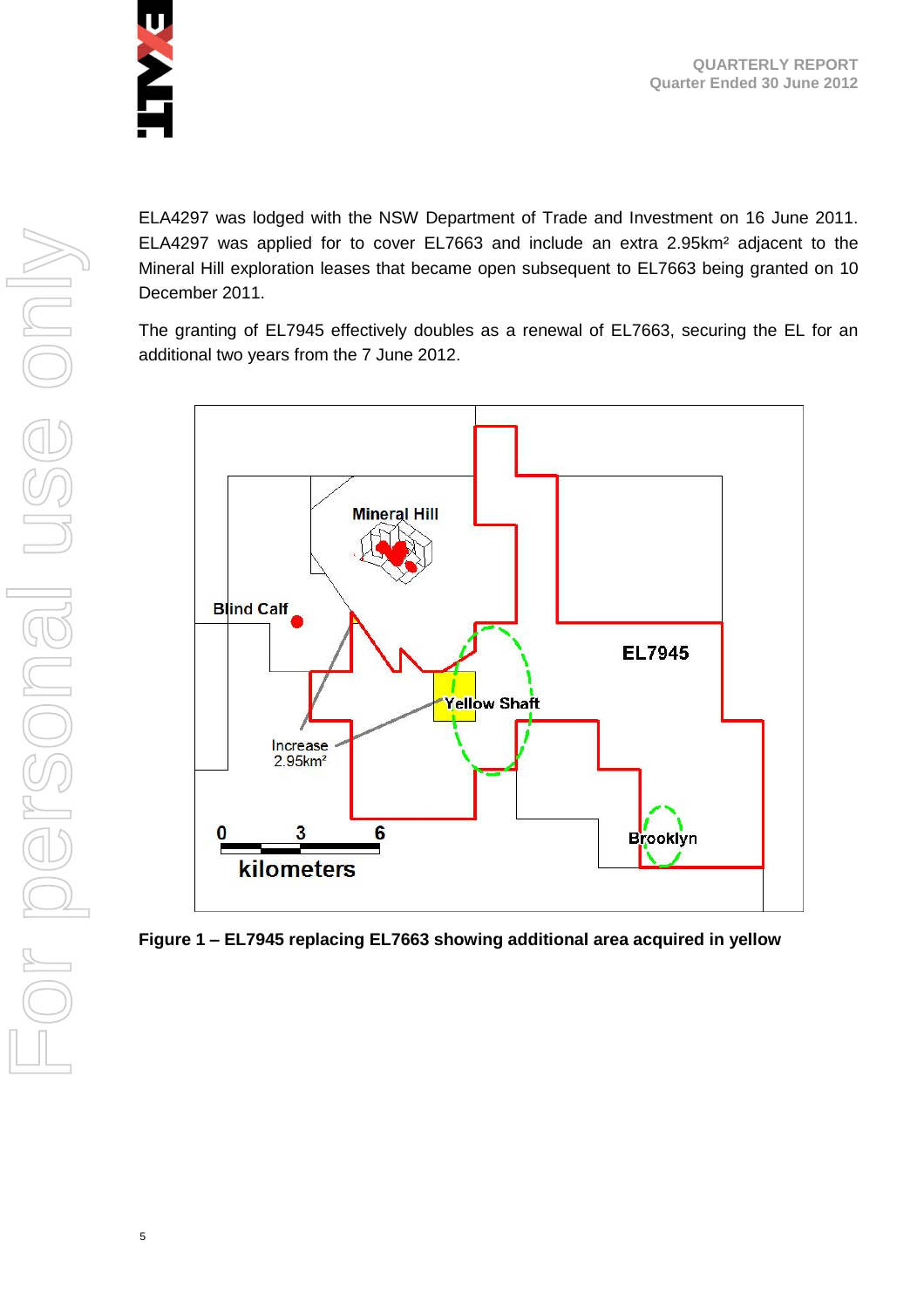ELA4297 was lodged with the NSW Department of Trade and Investment on 16 June 2011. ELA4297 was applied for to cover EL7663 and include an extra 2.95km² adjacent to the Mineral Hill exploration leases that became open subsequent to EL7663 being granted on 10 December 2011.

The granting of EL7945 effectively doubles as a renewal of EL7663, securing the EL for an additional two years from the 7 June 2012.

**Figure 1 – EL7945 replacing EL7663 showing additional area acquired in yellow**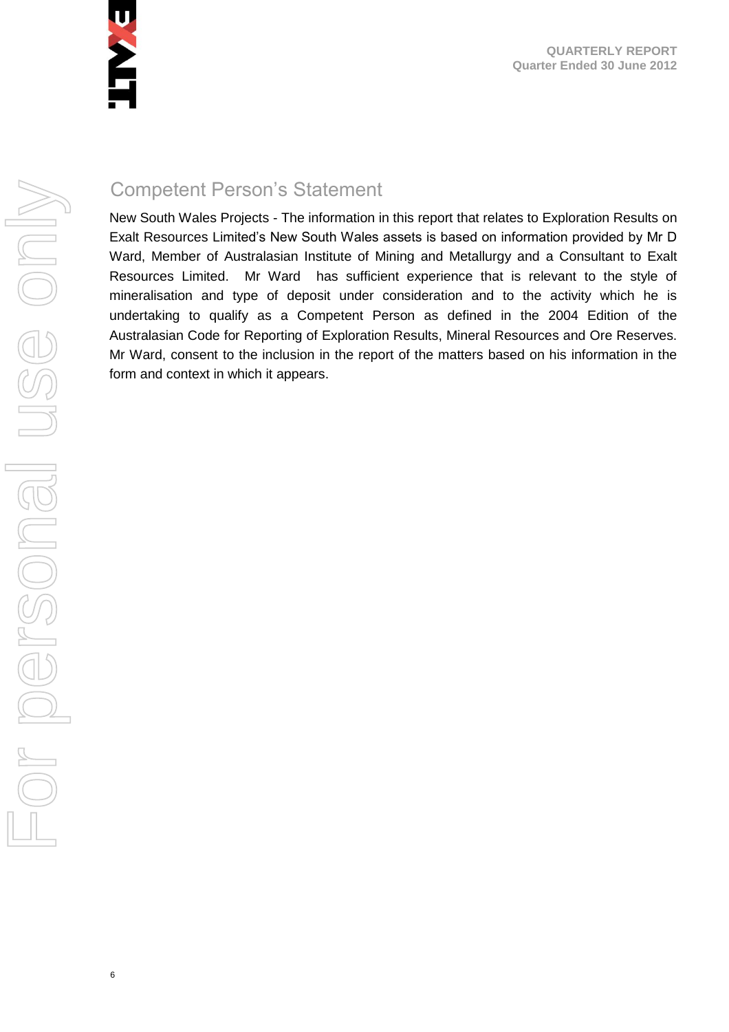## Competent Person's Statement

New South Wales Projects - The information in this report that relates to Exploration Results on Exalt Resources Limited's New South Wales assets is based on information provided by Mr D Ward, Member of Australasian Institute of Mining and Metallurgy and a Consultant to Exalt Resources Limited. Mr Ward has sufficient experience that is relevant to the style of mineralisation and type of deposit under consideration and to the activity which he is undertaking to qualify as a Competent Person as defined in the 2004 Edition of the Australasian Code for Reporting of Exploration Results, Mineral Resources and Ore Reserves. Mr Ward, consent to the inclusion in the report of the matters based on his information in the form and context in which it appears.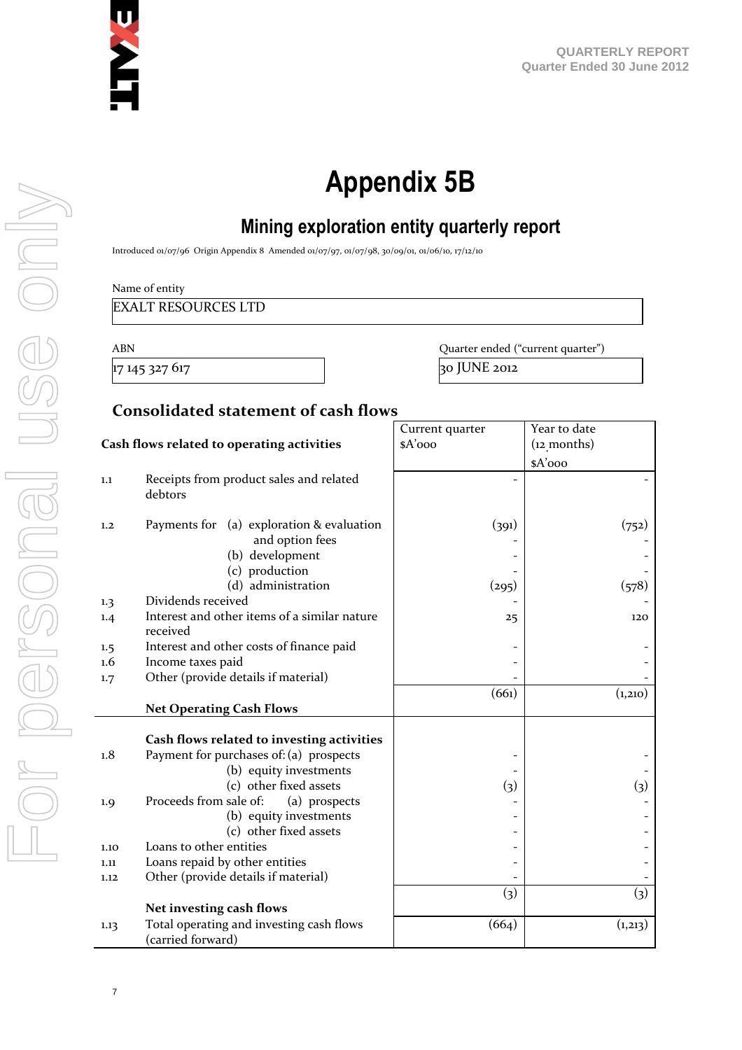# Appendix 5B

## Mining exploration entity quarterly report

Introduced 01/07/96 Origin Appendix 8 Amended 01/07/97, 01/07/98, 30/09/01, 01/06/10, 17/12/10

Name of entity

EXALT RESOURCES LTD

| ABN | Quarter ended ("current quarter") |
|---|---|
| 17 145 327 617 | 30 JUNE 2012 |

### Consolidated statement of cash flows

| | Cash flows related to operating activities | Current quarter $A'000 | Year to date (12 months) $A'000 |
|---|---|---|---|
| 1.1 | Receipts from product sales and related debtors | - | - |
| 1.2 | Payments for (a) exploration & evaluation and option fees | (391) | (752) |
| | (b) development | - | - |
| | (c) production | - | - |
| | (d) administration | (295) | (578) |
| 1.3 | Dividends received | - | - |
| 1.4 | Interest and other items of a similar nature received | 25 | 120 |
| 1.5 | Interest and other costs of finance paid | - | - |
| 1.6 | Income taxes paid | - | - |
| 1.7 | Other (provide details if material) | - | - |
| | **Net Operating Cash Flows** | (661) | (1,210) |
| | **Cash flows related to investing activities** | | |
| 1.8 | Payment for purchases of: (a) prospects | - | - |
| | (b) equity investments | - | - |
| | (c) other fixed assets | (3) | (3) |
| 1.9 | Proceeds from sale of: (a) prospects | - | - |
| | (b) equity investments | - | - |
| | (c) other fixed assets | - | - |
| 1.10 | Loans to other entities | - | - |
| 1.11 | Loans repaid by other entities | - | - |
| 1.12 | Other (provide details if material) | - | - |
| | **Net investing cash flows** | (3) | (3) |
| 1.13 | Total operating and investing cash flows (carried forward) | (664) | (1,213) |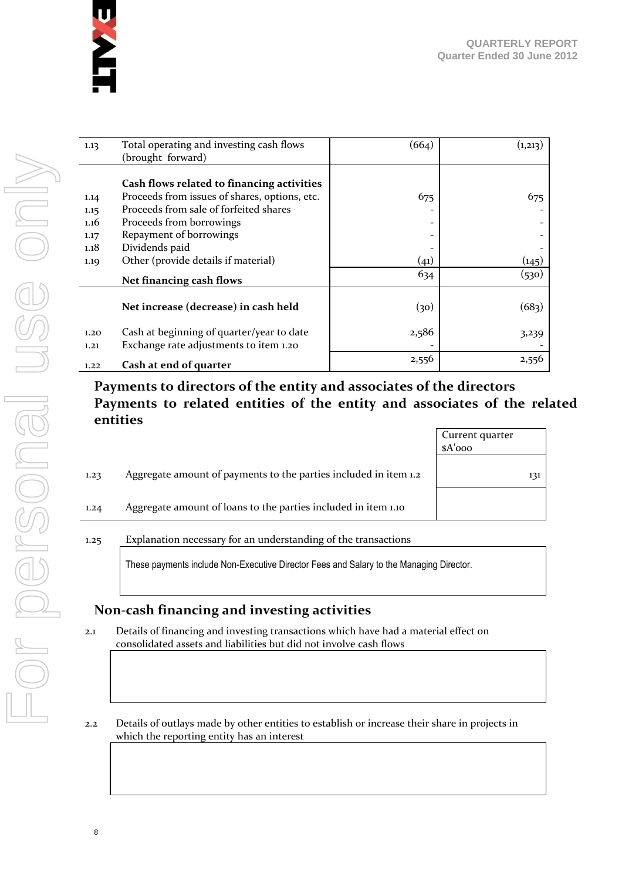| | | | |
|---|---|---|---|
| 1.13 | Total operating and investing cash flows (brought forward) | (664) | (1,213) |
| | **Cash flows related to financing activities** | | |
| 1.14 | Proceeds from issues of shares, options, etc. | 675 | 675 |
| 1.15 | Proceeds from sale of forfeited shares | - | - |
| 1.16 | Proceeds from borrowings | - | - |
| 1.17 | Repayment of borrowings | - | - |
| 1.18 | Dividends paid | - | - |
| 1.19 | Other (provide details if material) | (41) | (145) |
| | **Net financing cash flows** | 634 | (530) |
| | **Net increase (decrease) in cash held** | (30) | (683) |
| 1.20 | Cash at beginning of quarter/year to date | 2,586 | 3,239 |
| 1.21 | Exchange rate adjustments to item 1.20 | - | - |
| 1.22 | **Cash at end of quarter** | 2,556 | 2,556 |

## Payments to directors of the entity and associates of the directors Payments to related entities of the entity and associates of the related entities

| | | Current quarter $A'000 |
|---|---|---|
| 1.23 | Aggregate amount of payments to the parties included in item 1.2 | 131 |
| 1.24 | Aggregate amount of loans to the parties included in item 1.10 | |

1.25 Explanation necessary for an understanding of the transactions

These payments include Non-Executive Director Fees and Salary to the Managing Director.

## Non-cash financing and investing activities

2.1 Details of financing and investing transactions which have had a material effect on consolidated assets and liabilities but did not involve cash flows

2.2 Details of outlays made by other entities to establish or increase their share in projects in which the reporting entity has an interest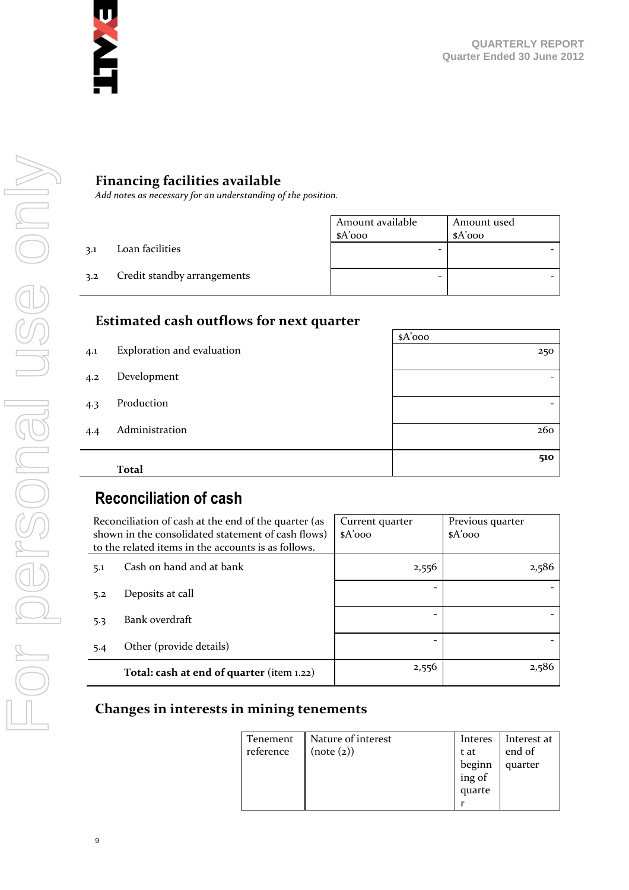## Financing facilities available

*Add notes as necessary for an understanding of the position.*

| | | Amount available $A'000 | Amount used $A'000 |
|---|---|---|---|
| 3.1 | Loan facilities | - | - |
| 3.2 | Credit standby arrangements | - | - |

## Estimated cash outflows for next quarter

| | | $A'000 |
|---|---|---|
| 4.1 | Exploration and evaluation | 250 |
| 4.2 | Development | - |
| 4.3 | Production | - |
| 4.4 | Administration | 260 |
| | **Total** | **510** |

## Reconciliation of cash

| Reconciliation of cash at the end of the quarter (as shown in the consolidated statement of cash flows) to the related items in the accounts is as follows. | | Current quarter $A'000 | Previous quarter $A'000 |
|---|---|---|---|
| 5.1 | Cash on hand and at bank | 2,556 | 2,586 |
| 5.2 | Deposits at call | - | - |
| 5.3 | Bank overdraft | - | - |
| 5.4 | Other (provide details) | - | - |
| | **Total: cash at end of quarter** (item 1.22) | 2,556 | 2,586 |

## Changes in interests in mining tenements

| Tenement reference | Nature of interest (note (2)) | Interest at beginning of quarter | Interest at end of quarter |
|---|---|---|---|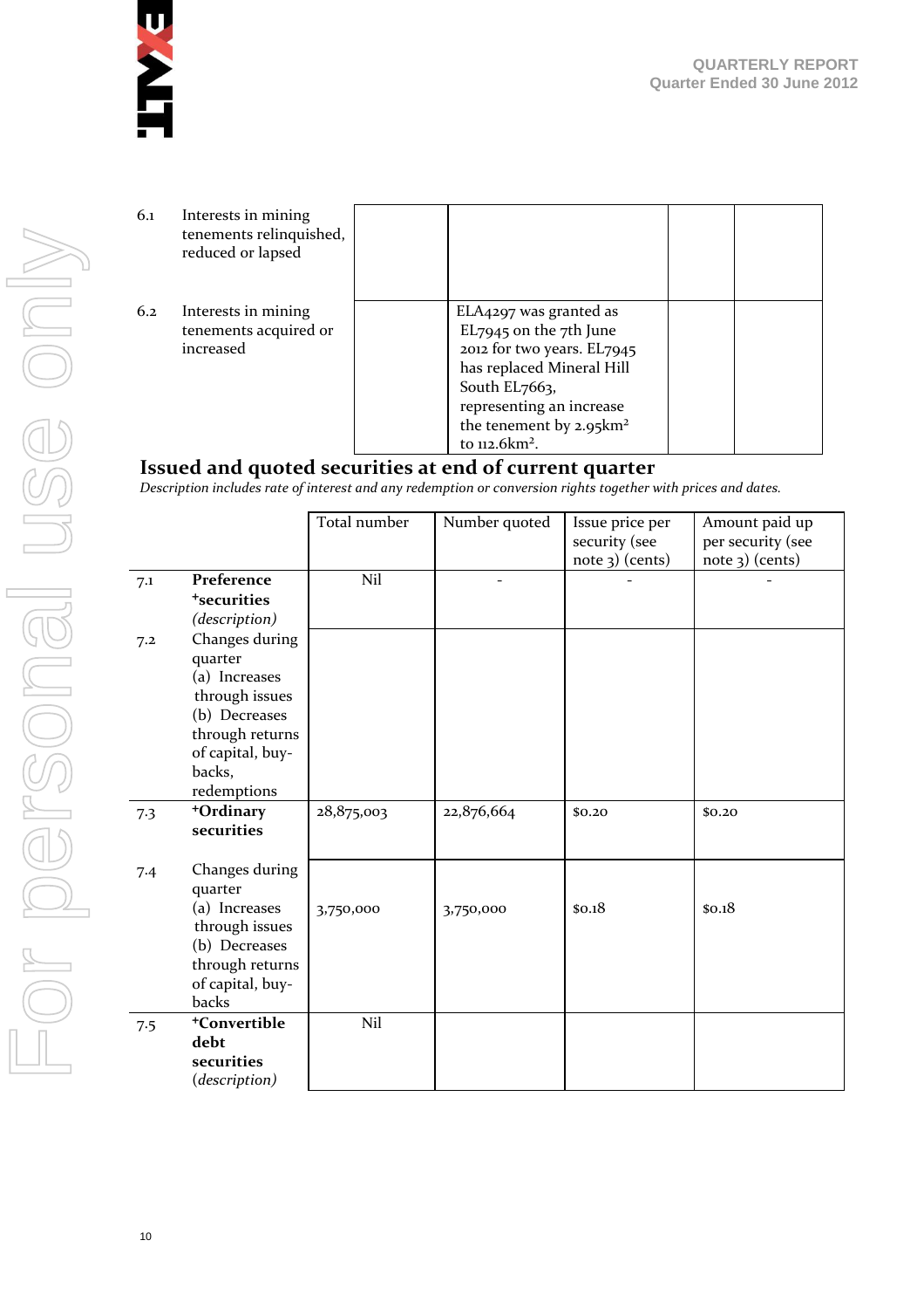| | | | | | |
|---|---|---|---|---|---|
| 6.1 | Interests in mining tenements relinquished, reduced or lapsed | | | | |
| 6.2 | Interests in mining tenements acquired or increased | | ELA4297 was granted as EL7945 on the 7th June 2012 for two years. EL7945 has replaced Mineral Hill South EL7663, representing an increase the tenement by 2.95km² to 112.6km². | | |

## Issued and quoted securities at end of current quarter

*Description includes rate of interest and any redemption or conversion rights together with prices and dates.*

| | | Total number | Number quoted | Issue price per security (see note 3) (cents) | Amount paid up per security (see note 3) (cents) |
|---|---|---|---|---|---|
| 7.1 | **Preference +securities** *(description)* | Nil | - | - | - |
| 7.2 | Changes during quarter (a) Increases through issues (b) Decreases through returns of capital, buy-backs, redemptions | | | | |
| 7.3 | **+Ordinary securities** | 28,875,003 | 22,876,664 | $0.20 | $0.20 |
| 7.4 | Changes during quarter (a) Increases through issues (b) Decreases through returns of capital, buy-backs | 3,750,000 | 3,750,000 | $0.18 | $0.18 |
| 7.5 | **+Convertible debt securities** *(description)* | Nil | | | |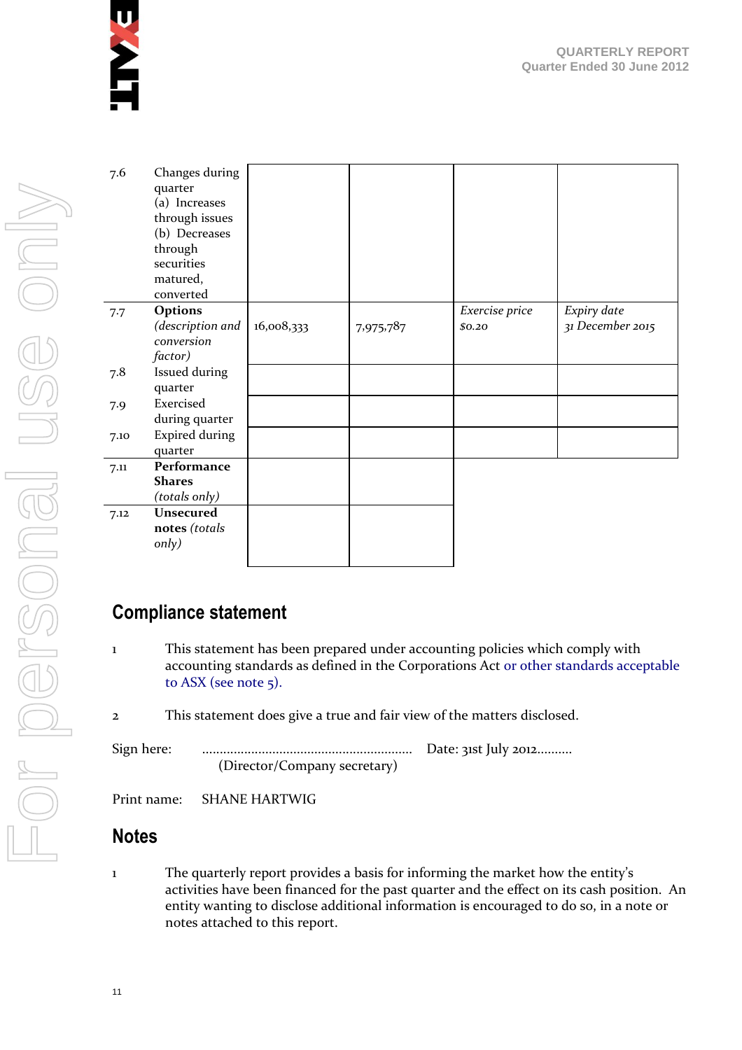| | | | | | |
|---|---|---|---|---|---|
| 7.6 | Changes during quarter (a) Increases through issues (b) Decreases through securities matured, converted | | | | |
| 7.7 | **Options** *(description and conversion factor)* | 16,008,333 | 7,975,787 | *Exercise price* *$0.20* | *Expiry date* *31 December 2015* |
| 7.8 | Issued during quarter | | | | |
| 7.9 | Exercised during quarter | | | | |
| 7.10 | Expired during quarter | | | | |
| 7.11 | **Performance Shares** *(totals only)* | | | | |
| 7.12 | **Unsecured notes** *(totals only)* | | | | |

## Compliance statement

1 This statement has been prepared under accounting policies which comply with accounting standards as defined in the Corporations Act or other standards acceptable to ASX (see note 5).

2 This statement does give a true and fair view of the matters disclosed.

Sign here: ............................................................ Date: 31st July 2012..........
(Director/Company secretary)

Print name: SHANE HARTWIG

## Notes

1 The quarterly report provides a basis for informing the market how the entity's activities have been financed for the past quarter and the effect on its cash position. An entity wanting to disclose additional information is encouraged to do so, in a note or notes attached to this report.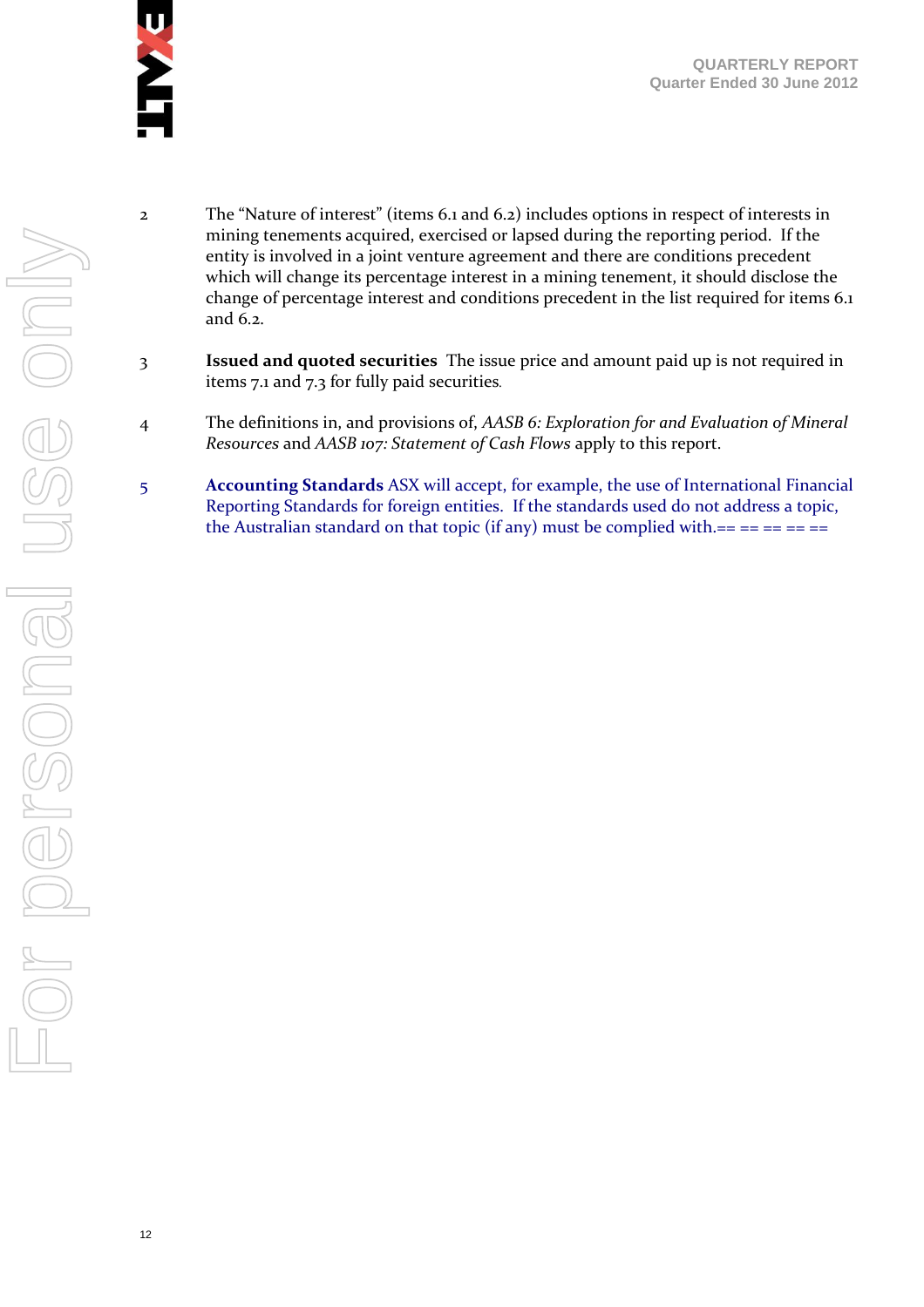2 The "Nature of interest" (items 6.1 and 6.2) includes options in respect of interests in mining tenements acquired, exercised or lapsed during the reporting period. If the entity is involved in a joint venture agreement and there are conditions precedent which will change its percentage interest in a mining tenement, it should disclose the change of percentage interest and conditions precedent in the list required for items 6.1 and 6.2.

3 **Issued and quoted securities** The issue price and amount paid up is not required in items 7.1 and 7.3 for fully paid securities.

4 The definitions in, and provisions of, *AASB 6: Exploration for and Evaluation of Mineral Resources* and *AASB 107: Statement of Cash Flows* apply to this report.

5 **Accounting Standards** ASX will accept, for example, the use of International Financial Reporting Standards for foreign entities. If the standards used do not address a topic, the Australian standard on that topic (if any) must be complied with.== == == == ==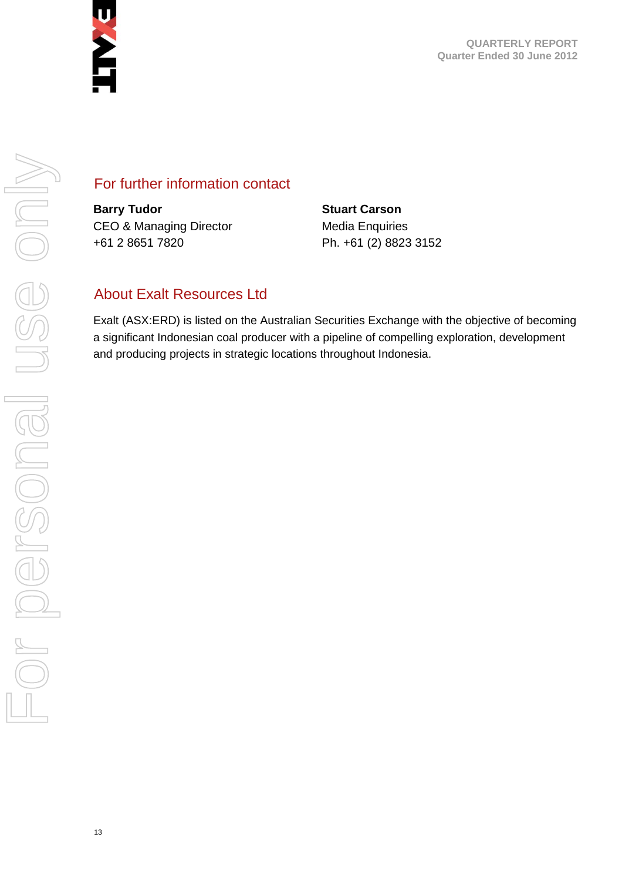## For further information contact

**Barry Tudor**
CEO & Managing Director
+61 2 8651 7820

**Stuart Carson**
Media Enquiries
Ph. +61 (2) 8823 3152

## About Exalt Resources Ltd

Exalt (ASX:ERD) is listed on the Australian Securities Exchange with the objective of becoming a significant Indonesian coal producer with a pipeline of compelling exploration, development and producing projects in strategic locations throughout Indonesia.